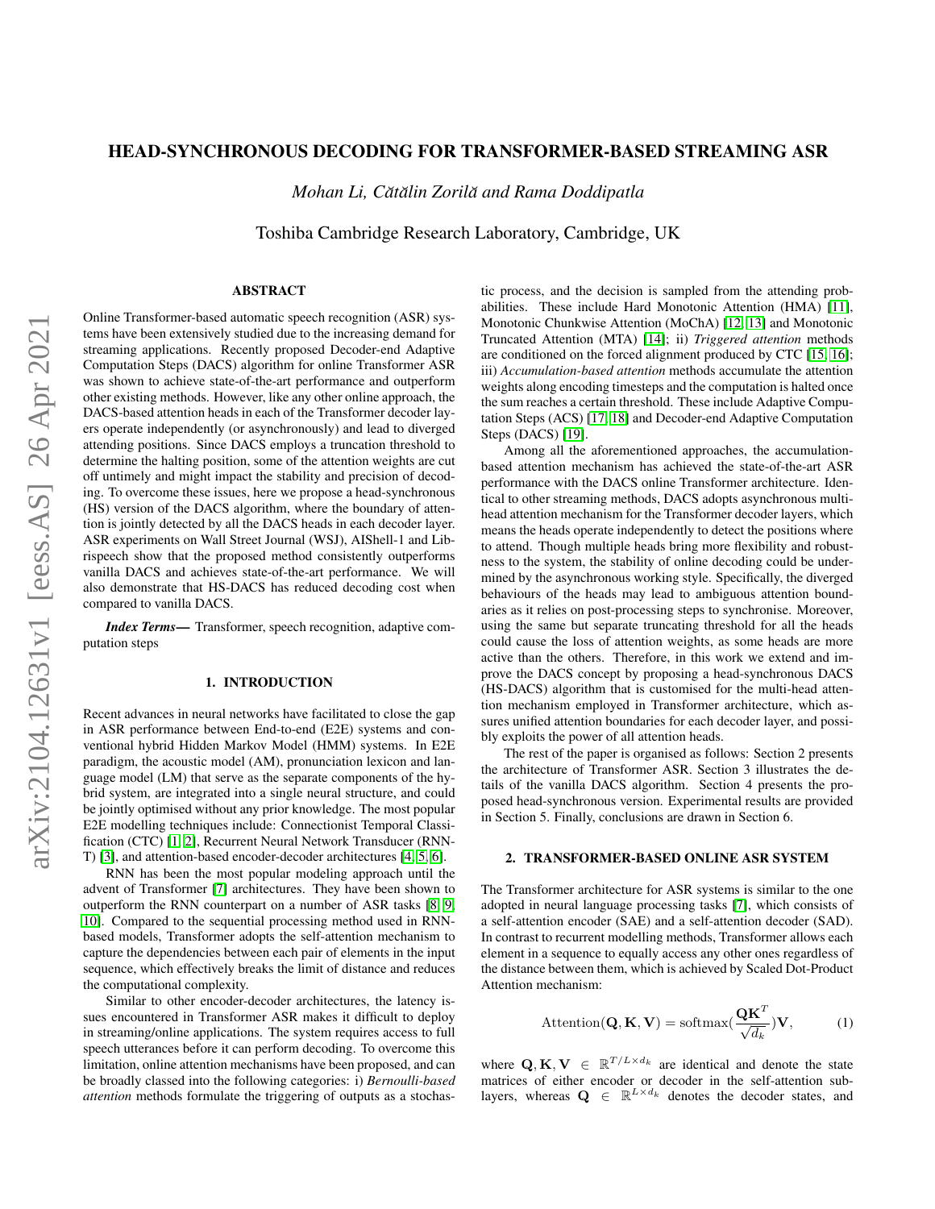# HEAD-SYNCHRONOUS DECODING FOR TRANSFORMER-BASED STREAMING ASR

*Mohan Li, Cătălin Zoril̆a and Rama Doddipatla*

Toshiba Cambridge Research Laboratory, Cambridge, UK

## ABSTRACT

Online Transformer-based automatic speech recognition (ASR) systems have been extensively studied due to the increasing demand for streaming applications. Recently proposed Decoder-end Adaptive Computation Steps (DACS) algorithm for online Transformer ASR was shown to achieve state-of-the-art performance and outperform other existing methods. However, like any other online approach, the DACS-based attention heads in each of the Transformer decoder layers operate independently (or asynchronously) and lead to diverged attending positions. Since DACS employs a truncation threshold to determine the halting position, some of the attention weights are cut off untimely and might impact the stability and precision of decoding. To overcome these issues, here we propose a head-synchronous (HS) version of the DACS algorithm, where the boundary of attention is jointly detected by all the DACS heads in each decoder layer. ASR experiments on Wall Street Journal (WSJ), AIShell-1 and Librispeech show that the proposed method consistently outperforms vanilla DACS and achieves state-of-the-art performance. We will also demonstrate that HS-DACS has reduced decoding cost when compared to vanilla DACS.

***Index Terms*—** Transformer, speech recognition, adaptive computation steps

## 1. INTRODUCTION

Recent advances in neural networks have facilitated to close the gap in ASR performance between End-to-end (E2E) systems and conventional hybrid Hidden Markov Model (HMM) systems. In E2E paradigm, the acoustic model (AM), pronunciation lexicon and language model (LM) that serve as the separate components of the hybrid system, are integrated into a single neural structure, and could be jointly optimised without any prior knowledge. The most popular E2E modelling techniques include: Connectionist Temporal Classification (CTC) [1, 2], Recurrent Neural Network Transducer (RNN-T) [3], and attention-based encoder-decoder architectures [4, 5, 6].

RNN has been the most popular modeling approach until the advent of Transformer [7] architectures. They have been shown to outperform the RNN counterpart on a number of ASR tasks [8, 9, 10]. Compared to the sequential processing method used in RNN-based models, Transformer adopts the self-attention mechanism to capture the dependencies between each pair of elements in the input sequence, which effectively breaks the limit of distance and reduces the computational complexity.

Similar to other encoder-decoder architectures, the latency issues encountered in Transformer ASR makes it difficult to deploy in streaming/online applications. The system requires access to full speech utterances before it can perform decoding. To overcome this limitation, online attention mechanisms have been proposed, and can be broadly classed into the following categories: i) *Bernoulli-based attention* methods formulate the triggering of outputs as a stochastic process, and the decision is sampled from the attending probabilities. These include Hard Monotonic Attention (HMA) [11], Monotonic Chunkwise Attention (MoChA) [12, 13] and Monotonic Truncated Attention (MTA) [14]; ii) *Triggered attention* methods are conditioned on the forced alignment produced by CTC [15, 16]; iii) *Accumulation-based attention* methods accumulate the attention weights along encoding timesteps and the computation is halted once the sum reaches a certain threshold. These include Adaptive Computation Steps (ACS) [17, 18] and Decoder-end Adaptive Computation Steps (DACS) [19].

Among all the aforementioned approaches, the accumulation-based attention mechanism has achieved the state-of-the-art ASR performance with the DACS online Transformer architecture. Identical to other streaming methods, DACS adopts asynchronous multi-head attention mechanism for the Transformer decoder layers, which means the heads operate independently to detect the positions where to attend. Though multiple heads bring more flexibility and robustness to the system, the stability of online decoding could be undermined by the asynchronous working style. Specifically, the diverged behaviours of the heads may lead to ambiguous attention boundaries as it relies on post-processing steps to synchronise. Moreover, using the same but separate truncating threshold for all the heads could cause the loss of attention weights, as some heads are more active than the others. Therefore, in this work we extend and improve the DACS concept by proposing a head-synchronous DACS (HS-DACS) algorithm that is customised for the multi-head attention mechanism employed in Transformer architecture, which assures unified attention boundaries for each decoder layer, and possibly exploits the power of all attention heads.

The rest of the paper is organised as follows: Section 2 presents the architecture of Transformer ASR. Section 3 illustrates the details of the vanilla DACS algorithm. Section 4 presents the proposed head-synchronous version. Experimental results are provided in Section 5. Finally, conclusions are drawn in Section 6.

## 2. TRANSFORMER-BASED ONLINE ASR SYSTEM

The Transformer architecture for ASR systems is similar to the one adopted in neural language processing tasks [7], which consists of a self-attention encoder (SAE) and a self-attention decoder (SAD). In contrast to recurrent modelling methods, Transformer allows each element in a sequence to equally access any other ones regardless of the distance between them, which is achieved by Scaled Dot-Product Attention mechanism:

$$\text{Attention}(\mathbf{Q}, \mathbf{K}, \mathbf{V}) = \text{softmax}(\frac{\mathbf{Q}\mathbf{K}^T}{\sqrt{d_k}})\mathbf{V}, \tag{1}$$

where $\mathbf{Q}, \mathbf{K}, \mathbf{V} \in \mathbb{R}^{T/L \times d_k}$ are identical and denote the state matrices of either encoder or decoder in the self-attention sublayers, whereas $\mathbf{Q} \in \mathbb{R}^{L \times d_k}$ denotes the decoder states, and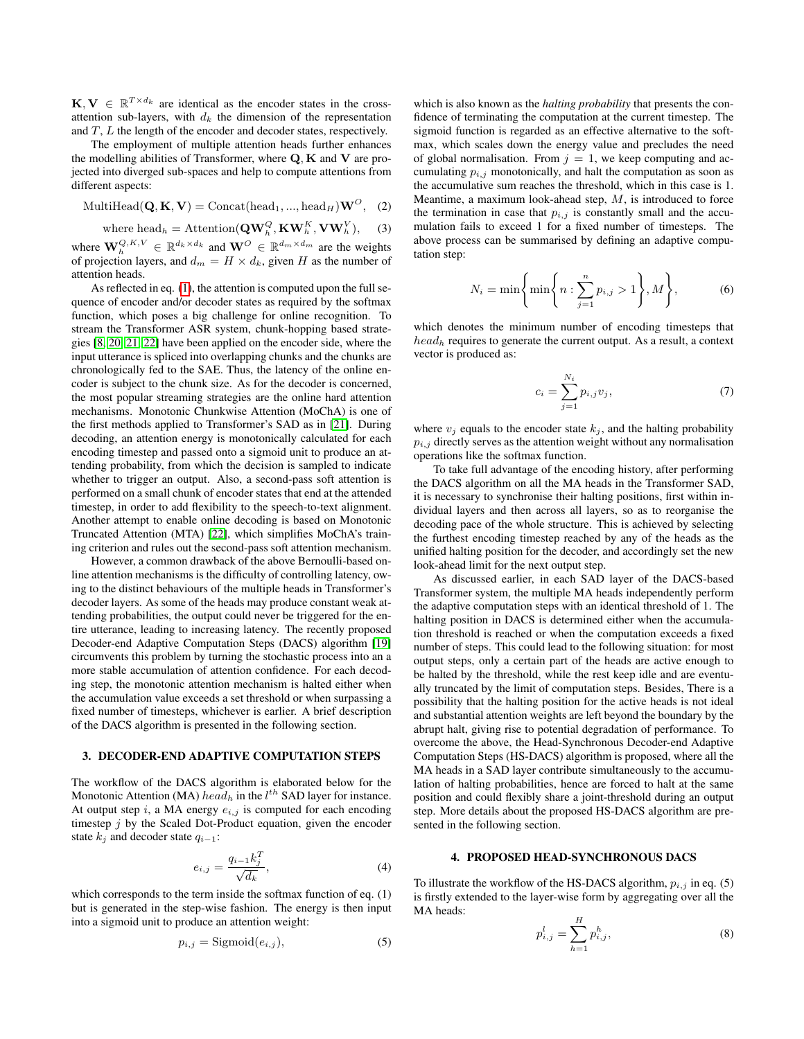$\mathbf{K}, \mathbf{V} \in \mathbb{R}^{T \times d_k}$ are identical as the encoder states in the cross-attention sub-layers, with $d_k$ the dimension of the representation and $T$, $L$ the length of the encoder and decoder states, respectively.

The employment of multiple attention heads further enhances the modelling abilities of Transformer, where $\mathbf{Q}, \mathbf{K}$ and $\mathbf{V}$ are projected into diverged sub-spaces and help to compute attentions from different aspects:

$$\text{MultiHead}(\mathbf{Q}, \mathbf{K}, \mathbf{V}) = \text{Concat}(\text{head}_1, ..., \text{head}_H)\mathbf{W}^O, \quad (2)$$

$$\text{where head}_h = \text{Attention}(\mathbf{Q}\mathbf{W}_h^Q, \mathbf{K}\mathbf{W}_h^K, \mathbf{V}\mathbf{W}_h^V), \quad (3)$$

where $\mathbf{W}_h^{Q,K,V} \in \mathbb{R}^{d_k \times d_k}$ and $\mathbf{W}^O \in \mathbb{R}^{d_m \times d_m}$ are the weights of projection layers, and $d_m = H \times d_k$, given $H$ as the number of attention heads.

As reflected in eq. (1), the attention is computed upon the full sequence of encoder and/or decoder states as required by the softmax function, which poses a big challenge for online recognition. To stream the Transformer ASR system, chunk-hopping based strategies [8, 20, 21, 22] have been applied on the encoder side, where the input utterance is spliced into overlapping chunks and the chunks are chronologically fed to the SAE. Thus, the latency of the online encoder is subject to the chunk size. As for the decoder is concerned, the most popular streaming strategies are the online hard attention mechanisms. Monotonic Chunkwise Attention (MoChA) is one of the first methods applied to Transformer's SAD as in [21]. During decoding, an attention energy is monotonically calculated for each encoding timestep and passed onto a sigmoid unit to produce an attending probability, from which the decision is sampled to indicate whether to trigger an output. Also, a second-pass soft attention is performed on a small chunk of encoder states that end at the attended timestep, in order to add flexibility to the speech-to-text alignment. Another attempt to enable online decoding is based on Monotonic Truncated Attention (MTA) [22], which simplifies MoChA's training criterion and rules out the second-pass soft attention mechanism.

However, a common drawback of the above Bernoulli-based online attention mechanisms is the difficulty of controlling latency, owing to the distinct behaviours of the multiple heads in Transformer's decoder layers. As some of the heads may produce constant weak attending probabilities, the output could never be triggered for the entire utterance, leading to increasing latency. The recently proposed Decoder-end Adaptive Computation Steps (DACS) algorithm [19] circumvents this problem by turning the stochastic process into an a more stable accumulation of attention confidence. For each decoding step, the monotonic attention mechanism is halted either when the accumulation value exceeds a set threshold or when surpassing a fixed number of timesteps, whichever is earlier. A brief description of the DACS algorithm is presented in the following section.

## 3. DECODER-END ADAPTIVE COMPUTATION STEPS

The workflow of the DACS algorithm is elaborated below for the Monotonic Attention (MA) $head_h$ in the $l^{th}$ SAD layer for instance. At output step $i$, a MA energy $e_{i,j}$ is computed for each encoding timestep $j$ by the Scaled Dot-Product equation, given the encoder state $k_j$ and decoder state $q_{i-1}$:

$$e_{i,j} = \frac{q_{i-1}k_j^T}{\sqrt{d_k}}, \quad (4)$$

which corresponds to the term inside the softmax function of eq. (1) but is generated in the step-wise fashion. The energy is then input into a sigmoid unit to produce an attention weight:

$$p_{i,j} = \text{Sigmoid}(e_{i,j}), \quad (5)$$

which is also known as the *halting probability* that presents the confidence of terminating the computation at the current timestep. The sigmoid function is regarded as an effective alternative to the softmax, which scales down the energy value and precludes the need of global normalisation. From $j = 1$, we keep computing and accumulating $p_{i,j}$ monotonically, and halt the computation as soon as the accumulative sum reaches the threshold, which in this case is 1. Meantime, a maximum look-ahead step, $M$, is introduced to force the termination in case that $p_{i,j}$ is constantly small and the accumulation fails to exceed 1 for a fixed number of timesteps. The above process can be summarised by defining an adaptive computation step:

$$N_i = \min\left\{ \min\left\{ n : \sum_{j=1}^{n} p_{i,j} > 1 \right\}, M \right\}, \quad (6)$$

which denotes the minimum number of encoding timesteps that $head_h$ requires to generate the current output. As a result, a context vector is produced as:

$$c_i = \sum_{j=1}^{N_i} p_{i,j} v_j, \quad (7)$$

where $v_j$ equals to the encoder state $k_j$, and the halting probability $p_{i,j}$ directly serves as the attention weight without any normalisation operations like the softmax function.

To take full advantage of the encoding history, after performing the DACS algorithm on all the MA heads in the Transformer SAD, it is necessary to synchronise their halting positions, first within individual layers and then across all layers, so as to reorganise the decoding pace of the whole structure. This is achieved by selecting the furthest encoding timestep reached by any of the heads as the unified halting position for the decoder, and accordingly set the new look-ahead limit for the next output step.

As discussed earlier, in each SAD layer of the DACS-based Transformer system, the multiple MA heads independently perform the adaptive computation steps with an identical threshold of 1. The halting position in DACS is determined either when the accumulation threshold is reached or when the computation exceeds a fixed number of steps. This could lead to the following situation: for most output steps, only a certain part of the heads are active enough to be halted by the threshold, while the rest keep idle and are eventually truncated by the limit of computation steps. Besides, There is a possibility that the halting position for the active heads is not ideal and substantial attention weights are left beyond the boundary by the abrupt halt, giving rise to potential degradation of performance. To overcome the above, the Head-Synchronous Decoder-end Adaptive Computation Steps (HS-DACS) algorithm is proposed, where all the MA heads in a SAD layer contribute simultaneously to the accumulation of halting probabilities, hence are forced to halt at the same position and could flexibly share a joint-threshold during an output step. More details about the proposed HS-DACS algorithm are presented in the following section.

## 4. PROPOSED HEAD-SYNCHRONOUS DACS

To illustrate the workflow of the HS-DACS algorithm, $p_{i,j}$ in eq. (5) is firstly extended to the layer-wise form by aggregating over all the MA heads:

$$p_{i,j}^l = \sum_{h=1}^{H} p_{i,j}^h, \quad (8)$$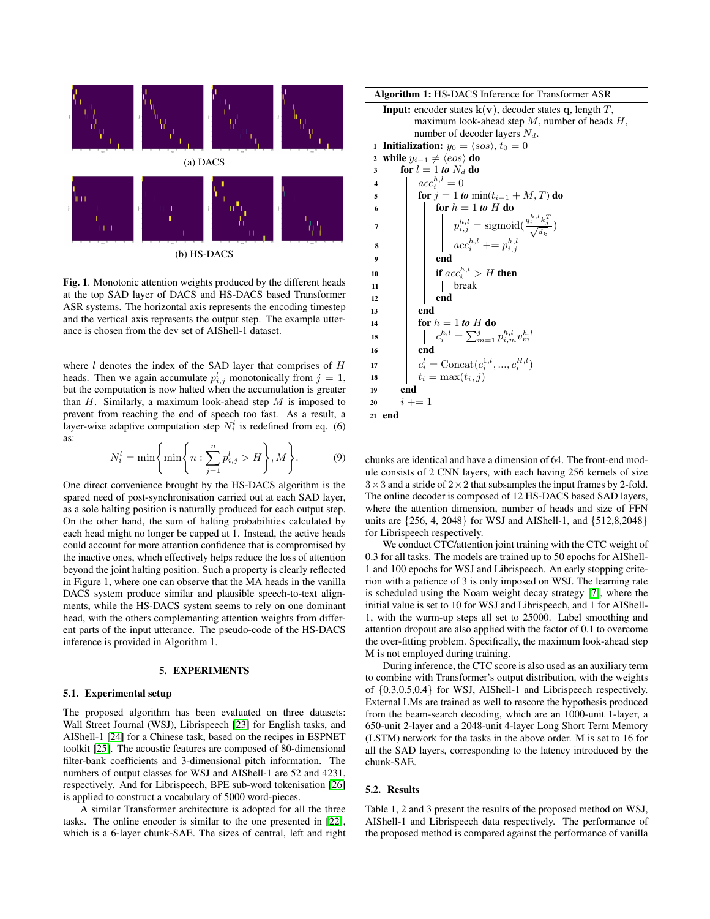(a) DACS

(b) HS-DACS

**Fig. 1**. Monotonic attention weights produced by the different heads at the top SAD layer of DACS and HS-DACS based Transformer ASR systems. The horizontal axis represents the encoding timestep and the vertical axis represents the output step. The example utterance is chosen from the dev set of AIShell-1 dataset.

where $l$ denotes the index of the SAD layer that comprises of $H$ heads. Then we again accumulate $p^l_{i,j}$ monotonically from $j = 1$, but the computation is now halted when the accumulation is greater than $H$. Similarly, a maximum look-ahead step $M$ is imposed to prevent from reaching the end of speech too fast. As a result, a layer-wise adaptive computation step $N^l_i$ is redefined from eq. (6) as:

$$N^l_i = \min\left\{\min\left\{n : \sum_{j=1}^{n} p^l_{i,j} > H\right\}, M\right\}. \quad (9)$$

One direct convenience brought by the HS-DACS algorithm is the spared need of post-synchronisation carried out at each SAD layer, as a sole halting position is naturally produced for each output step. On the other hand, the sum of halting probabilities calculated by each head might no longer be capped at 1. Instead, the active heads could account for more attention confidence that is compromised by the inactive ones, which effectively helps reduce the loss of attention beyond the joint halting position. Such a property is clearly reflected in Figure 1, where one can observe that the MA heads in the vanilla DACS system produce similar and plausible speech-to-text alignments, while the HS-DACS system seems to rely on one dominant head, with the others complementing attention weights from different parts of the input utterance. The pseudo-code of the HS-DACS inference is provided in Algorithm 1.

**Algorithm 1:** HS-DACS Inference for Transformer ASR

```
Input: encoder states k(v), decoder states q, length T,
       maximum look-ahead step M, number of heads H,
       number of decoder layers N_d.
1  Initialization: y_0 = <sos>, t_0 = 0
2  while y_{i-1} ≠ <eos> do
3      for l = 1 to N_d do
4          acc_i^{h,l} = 0
5          for j = 1 to min(t_{i-1} + M, T) do
6              for h = 1 to H do
7                  p_{i,j}^{h,l} = sigmoid(q_i^{h,l} k_j^T / sqrt(d_k))
8                  acc_i^{h,l} += p_{i,j}^{h,l}
9              end
10             if acc_i^{h,l} > H then
11                 break
12             end
13         end
14         for h = 1 to H do
15             c_i^{h,l} = sum_{m=1}^{j} p_{i,m}^{h,l} v_m^{h,l}
16         end
17         c_i^l = Concat(c_i^{1,l}, ..., c_i^{H,l})
18         t_i = max(t_i, j)
19     end
20     i += 1
21 end
```

## 5. EXPERIMENTS

### 5.1. Experimental setup

The proposed algorithm has been evaluated on three datasets: Wall Street Journal (WSJ), Librispeech [23] for English tasks, and AIShell-1 [24] for a Chinese task, based on the recipes in ESPNET toolkit [25]. The acoustic features are composed of 80-dimensional filter-bank coefficients and 3-dimensional pitch information. The numbers of output classes for WSJ and AIShell-1 are 52 and 4231, respectively. And for Librispeech, BPE sub-word tokenisation [26] is applied to construct a vocabulary of 5000 word-pieces.

A similar Transformer architecture is adopted for all the three tasks. The online encoder is similar to the one presented in [22], which is a 6-layer chunk-SAE. The sizes of central, left and right chunks are identical and have a dimension of 64. The front-end module consists of 2 CNN layers, with each having 256 kernels of size $3\times3$ and a stride of $2\times2$ that subsamples the input frames by 2-fold. The online decoder is composed of 12 HS-DACS based SAD layers, where the attention dimension, number of heads and size of FFN units are {256, 4, 2048} for WSJ and AIShell-1, and {512,8,2048} for Librispeech respectively.

We conduct CTC/attention joint training with the CTC weight of 0.3 for all tasks. The models are trained up to 50 epochs for AIShell-1 and 100 epochs for WSJ and Librispeech. An early stopping criterion with a patience of 3 is only imposed on WSJ. The learning rate is scheduled using the Noam weight decay strategy [7], where the initial value is set to 10 for WSJ and Librispeech, and 1 for AIShell-1, with the warm-up steps all set to 25000. Label smoothing and attention dropout are also applied with the factor of 0.1 to overcome the over-fitting problem. Specifically, the maximum look-ahead step M is not employed during training.

During inference, the CTC score is also used as an auxiliary term to combine with Transformer's output distribution, with the weights of {0.3,0.5,0.4} for WSJ, AIShell-1 and Librispeech respectively. External LMs are trained as well to rescore the hypothesis produced from the beam-search decoding, which are an 1000-unit 1-layer, a 650-unit 2-layer and a 2048-unit 4-layer Long Short Term Memory (LSTM) network for the tasks in the above order. M is set to 16 for all the SAD layers, corresponding to the latency introduced by the chunk-SAE.

### 5.2. Results

Table 1, 2 and 3 present the results of the proposed method on WSJ, AIShell-1 and Librispeech data respectively. The performance of the proposed method is compared against the performance of vanilla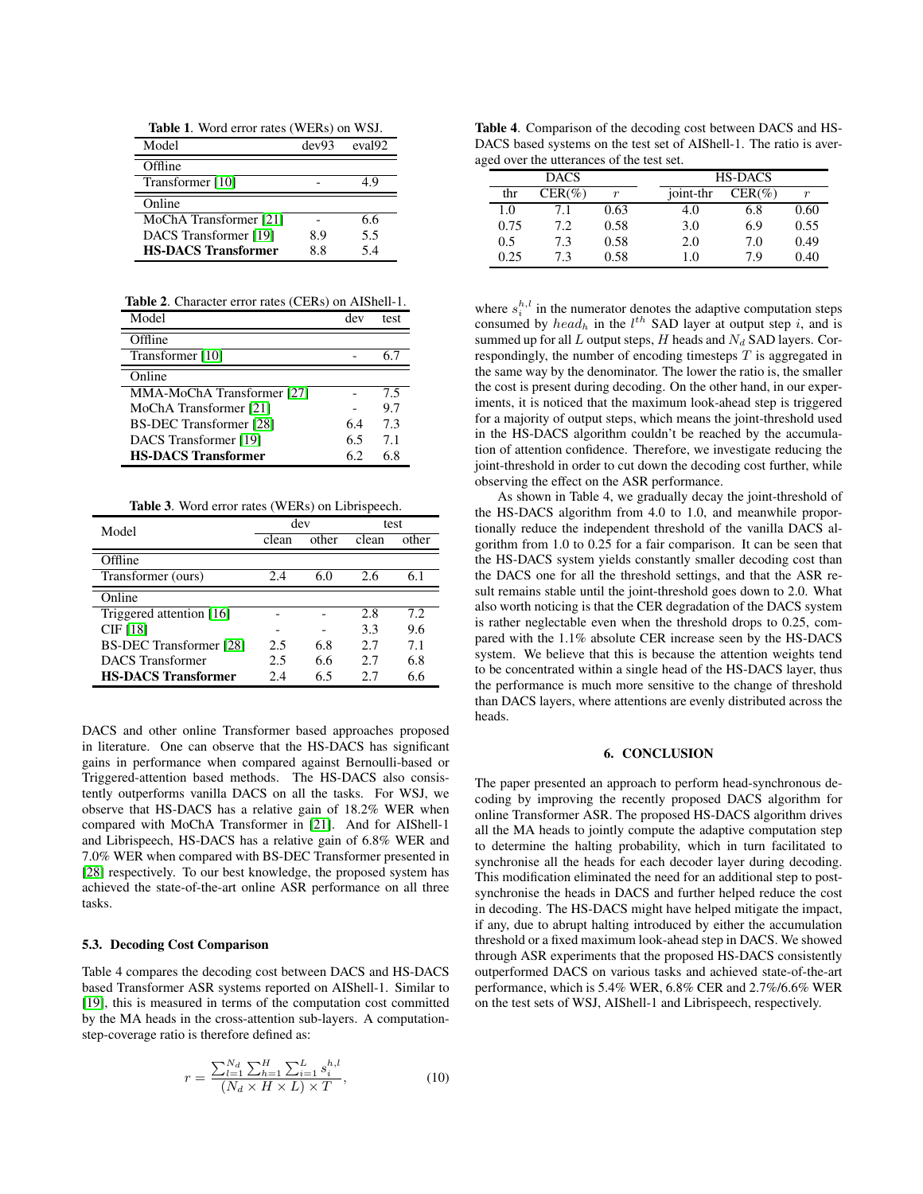**Table 1**. Word error rates (WERs) on WSJ.

| Model | dev93 | eval92 |
|---|---|---|
| Offline | | |
| Transformer [10] | - | 4.9 |
| Online | | |
| MoChA Transformer [21] | - | 6.6 |
| DACS Transformer [19] | 8.9 | 5.5 |
| **HS-DACS Transformer** | 8.8 | 5.4 |

**Table 2**. Character error rates (CERs) on AIShell-1.

| Model | dev | test |
|---|---|---|
| Offline | | |
| Transformer [10] | - | 6.7 |
| Online | | |
| MMA-MoChA Transformer [27] | - | 7.5 |
| MoChA Transformer [21] | - | 9.7 |
| BS-DEC Transformer [28] | 6.4 | 7.3 |
| DACS Transformer [19] | 6.5 | 7.1 |
| **HS-DACS Transformer** | 6.2 | 6.8 |

**Table 3**. Word error rates (WERs) on Librispeech.

| Model | dev | | test | |
|---|---|---|---|---|
| | clean | other | clean | other |
| Offline | | | | |
| Transformer (ours) | 2.4 | 6.0 | 2.6 | 6.1 |
| Online | | | | |
| Triggered attention [16] | - | - | 2.8 | 7.2 |
| CIF [18] | - | - | 3.3 | 9.6 |
| BS-DEC Transformer [28] | 2.5 | 6.8 | 2.7 | 7.1 |
| DACS Transformer | 2.5 | 6.6 | 2.7 | 6.8 |
| **HS-DACS Transformer** | 2.4 | 6.5 | 2.7 | 6.6 |

DACS and other online Transformer based approaches proposed in literature. One can observe that the HS-DACS has significant gains in performance when compared against Bernoulli-based or Triggered-attention based methods. The HS-DACS also consistently outperforms vanilla DACS on all the tasks. For WSJ, we observe that HS-DACS has a relative gain of 18.2% WER when compared with MoChA Transformer in [21]. And for AIShell-1 and Librispeech, HS-DACS has a relative gain of 6.8% WER and 7.0% WER when compared with BS-DEC Transformer presented in [28] respectively. To our best knowledge, the proposed system has achieved the state-of-the-art online ASR performance on all three tasks.

### 5.3. Decoding Cost Comparison

Table 4 compares the decoding cost between DACS and HS-DACS based Transformer ASR systems reported on AIShell-1. Similar to [19], this is measured in terms of the computation cost committed by the MA heads in the cross-attention sub-layers. A computation-step-coverage ratio is therefore defined as:

$$r = \frac{\sum_{l=1}^{N_d} \sum_{h=1}^{H} \sum_{i=1}^{L} s_i^{h,l}}{(N_d \times H \times L) \times T}, \tag{10}$$

**Table 4**. Comparison of the decoding cost between DACS and HS-DACS based systems on the test set of AIShell-1. The ratio is averaged over the utterances of the test set.

| DACS | | | HS-DACS | | |
|---|---|---|---|---|---|
| thr | CER(%) | $r$ | joint-thr | CER(%) | $r$ |
| 1.0 | 7.1 | 0.63 | 4.0 | 6.8 | 0.60 |
| 0.75 | 7.2 | 0.58 | 3.0 | 6.9 | 0.55 |
| 0.5 | 7.3 | 0.58 | 2.0 | 7.0 | 0.49 |
| 0.25 | 7.3 | 0.58 | 1.0 | 7.9 | 0.40 |

where $s_i^{h,l}$ in the numerator denotes the adaptive computation steps consumed by $head_h$ in the $l^{th}$ SAD layer at output step $i$, and is summed up for all $L$ output steps, $H$ heads and $N_d$ SAD layers. Correspondingly, the number of encoding timesteps $T$ is aggregated in the same way by the denominator. The lower the ratio is, the smaller the cost is present during decoding. On the other hand, in our experiments, it is noticed that the maximum look-ahead step is triggered for a majority of output steps, which means the joint-threshold used in the HS-DACS algorithm couldn't be reached by the accumulation of attention confidence. Therefore, we investigate reducing the joint-threshold in order to cut down the decoding cost further, while observing the effect on the ASR performance.

As shown in Table 4, we gradually decay the joint-threshold of the HS-DACS algorithm from 4.0 to 1.0, and meanwhile proportionally reduce the independent threshold of the vanilla DACS algorithm from 1.0 to 0.25 for a fair comparison. It can be seen that the HS-DACS system yields constantly smaller decoding cost than the DACS one for all the threshold settings, and that the ASR result remains stable until the joint-threshold goes down to 2.0. What also worth noticing is that the CER degradation of the DACS system is rather neglectable even when the threshold drops to 0.25, compared with the 1.1% absolute CER increase seen by the HS-DACS system. We believe that this is because the attention weights tend to be concentrated within a single head of the HS-DACS layer, thus the performance is much more sensitive to the change of threshold than DACS layers, where attentions are evenly distributed across the heads.

## 6. CONCLUSION

The paper presented an approach to perform head-synchronous decoding by improving the recently proposed DACS algorithm for online Transformer ASR. The proposed HS-DACS algorithm drives all the MA heads to jointly compute the adaptive computation step to determine the halting probability, which in turn facilitated to synchronise all the heads for each decoder layer during decoding. This modification eliminated the need for an additional step to post-synchronise the heads in DACS and further helped reduce the cost in decoding. The HS-DACS might have helped mitigate the impact, if any, due to abrupt halting introduced by either the accumulation threshold or a fixed maximum look-ahead step in DACS. We showed through ASR experiments that the proposed HS-DACS consistently outperformed DACS on various tasks and achieved state-of-the-art performance, which is 5.4% WER, 6.8% CER and 2.7%/6.6% WER on the test sets of WSJ, AIShell-1 and Librispeech, respectively.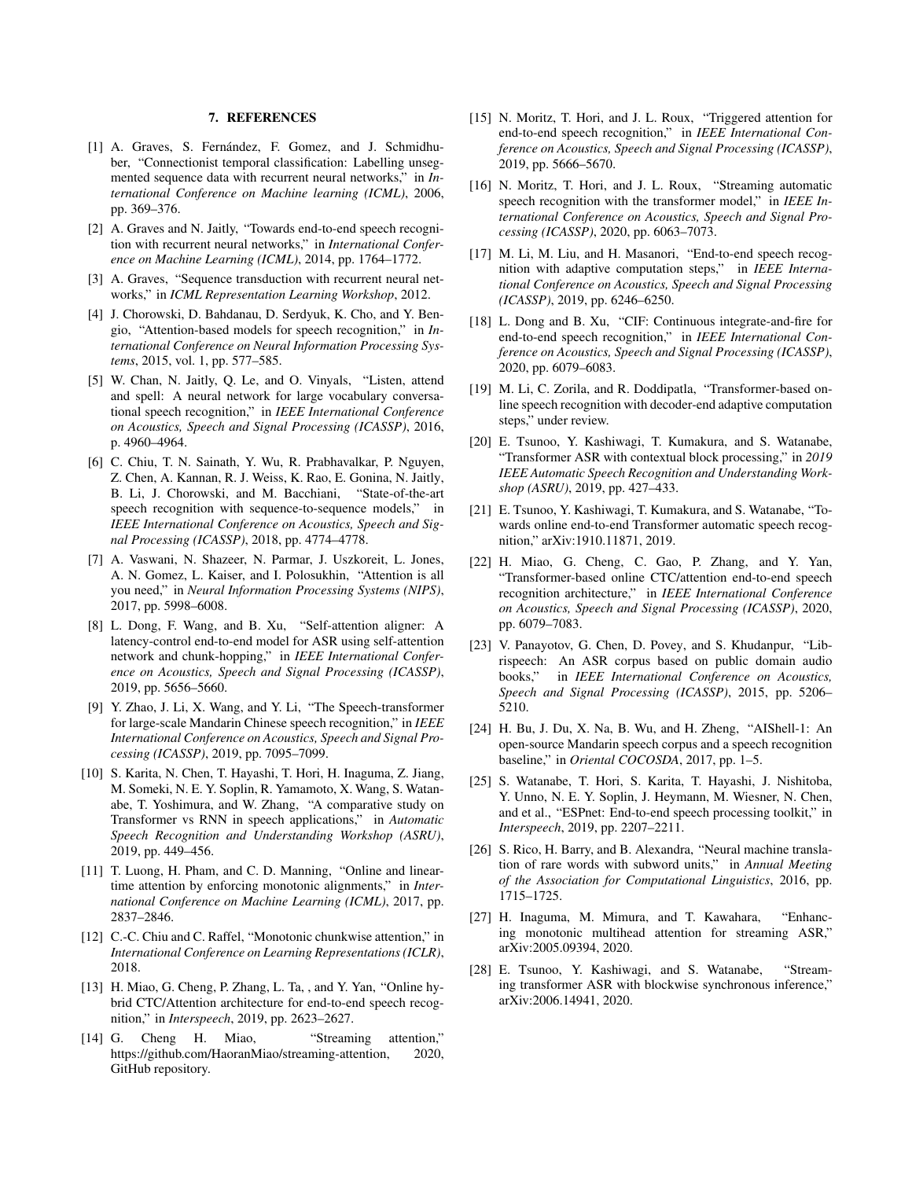## 7. REFERENCES

[1] A. Graves, S. Fernández, F. Gomez, and J. Schmidhuber, "Connectionist temporal classification: Labelling unsegmented sequence data with recurrent neural networks," in *International Conference on Machine learning (ICML)*, 2006, pp. 369–376.

[2] A. Graves and N. Jaitly, "Towards end-to-end speech recognition with recurrent neural networks," in *International Conference on Machine Learning (ICML)*, 2014, pp. 1764–1772.

[3] A. Graves, "Sequence transduction with recurrent neural networks," in *ICML Representation Learning Workshop*, 2012.

[4] J. Chorowski, D. Bahdanau, D. Serdyuk, K. Cho, and Y. Bengio, "Attention-based models for speech recognition," in *International Conference on Neural Information Processing Systems*, 2015, vol. 1, pp. 577–585.

[5] W. Chan, N. Jaitly, Q. Le, and O. Vinyals, "Listen, attend and spell: A neural network for large vocabulary conversational speech recognition," in *IEEE International Conference on Acoustics, Speech and Signal Processing (ICASSP)*, 2016, p. 4960–4964.

[6] C. Chiu, T. N. Sainath, Y. Wu, R. Prabhavalkar, P. Nguyen, Z. Chen, A. Kannan, R. J. Weiss, K. Rao, E. Gonina, N. Jaitly, B. Li, J. Chorowski, and M. Bacchiani, "State-of-the-art speech recognition with sequence-to-sequence models," in *IEEE International Conference on Acoustics, Speech and Signal Processing (ICASSP)*, 2018, pp. 4774–4778.

[7] A. Vaswani, N. Shazeer, N. Parmar, J. Uszkoreit, L. Jones, A. N. Gomez, L. Kaiser, and I. Polosukhin, "Attention is all you need," in *Neural Information Processing Systems (NIPS)*, 2017, pp. 5998–6008.

[8] L. Dong, F. Wang, and B. Xu, "Self-attention aligner: A latency-control end-to-end model for ASR using self-attention network and chunk-hopping," in *IEEE International Conference on Acoustics, Speech and Signal Processing (ICASSP)*, 2019, pp. 5656–5660.

[9] Y. Zhao, J. Li, X. Wang, and Y. Li, "The Speech-transformer for large-scale Mandarin Chinese speech recognition," in *IEEE International Conference on Acoustics, Speech and Signal Processing (ICASSP)*, 2019, pp. 7095–7099.

[10] S. Karita, N. Chen, T. Hayashi, T. Hori, H. Inaguma, Z. Jiang, M. Someki, N. E. Y. Soplin, R. Yamamoto, X. Wang, S. Watanabe, T. Yoshimura, and W. Zhang, "A comparative study on Transformer vs RNN in speech applications," in *Automatic Speech Recognition and Understanding Workshop (ASRU)*, 2019, pp. 449–456.

[11] T. Luong, H. Pham, and C. D. Manning, "Online and linear-time attention by enforcing monotonic alignments," in *International Conference on Machine Learning (ICML)*, 2017, pp. 2837–2846.

[12] C.-C. Chiu and C. Raffel, "Monotonic chunkwise attention," in *International Conference on Learning Representations (ICLR)*, 2018.

[13] H. Miao, G. Cheng, P. Zhang, L. Ta, , and Y. Yan, "Online hybrid CTC/Attention architecture for end-to-end speech recognition," in *Interspeech*, 2019, pp. 2623–2627.

[14] G. Cheng H. Miao, "Streaming attention," https://github.com/HaoranMiao/streaming-attention, 2020, GitHub repository.

[15] N. Moritz, T. Hori, and J. L. Roux, "Triggered attention for end-to-end speech recognition," in *IEEE International Conference on Acoustics, Speech and Signal Processing (ICASSP)*, 2019, pp. 5666–5670.

[16] N. Moritz, T. Hori, and J. L. Roux, "Streaming automatic speech recognition with the transformer model," in *IEEE International Conference on Acoustics, Speech and Signal Processing (ICASSP)*, 2020, pp. 6063–7073.

[17] M. Li, M. Liu, and H. Masanori, "End-to-end speech recognition with adaptive computation steps," in *IEEE International Conference on Acoustics, Speech and Signal Processing (ICASSP)*, 2019, pp. 6246–6250.

[18] L. Dong and B. Xu, "CIF: Continuous integrate-and-fire for end-to-end speech recognition," in *IEEE International Conference on Acoustics, Speech and Signal Processing (ICASSP)*, 2020, pp. 6079–6083.

[19] M. Li, C. Zorila, and R. Doddipatla, "Transformer-based online speech recognition with decoder-end adaptive computation steps," under review.

[20] E. Tsunoo, Y. Kashiwagi, T. Kumakura, and S. Watanabe, "Transformer ASR with contextual block processing," in *2019 IEEE Automatic Speech Recognition and Understanding Workshop (ASRU)*, 2019, pp. 427–433.

[21] E. Tsunoo, Y. Kashiwagi, T. Kumakura, and S. Watanabe, "Towards online end-to-end Transformer automatic speech recognition," arXiv:1910.11871, 2019.

[22] H. Miao, G. Cheng, C. Gao, P. Zhang, and Y. Yan, "Transformer-based online CTC/attention end-to-end speech recognition architecture," in *IEEE International Conference on Acoustics, Speech and Signal Processing (ICASSP)*, 2020, pp. 6079–7083.

[23] V. Panayotov, G. Chen, D. Povey, and S. Khudanpur, "Librispeech: An ASR corpus based on public domain audio books," in *IEEE International Conference on Acoustics, Speech and Signal Processing (ICASSP)*, 2015, pp. 5206–5210.

[24] H. Bu, J. Du, X. Na, B. Wu, and H. Zheng, "AIShell-1: An open-source Mandarin speech corpus and a speech recognition baseline," in *Oriental COCOSDA*, 2017, pp. 1–5.

[25] S. Watanabe, T. Hori, S. Karita, T. Hayashi, J. Nishitoba, Y. Unno, N. E. Y. Soplin, J. Heymann, M. Wiesner, N. Chen, and et al., "ESPnet: End-to-end speech processing toolkit," in *Interspeech*, 2019, pp. 2207–2211.

[26] S. Rico, H. Barry, and B. Alexandra, "Neural machine translation of rare words with subword units," in *Annual Meeting of the Association for Computational Linguistics*, 2016, pp. 1715–1725.

[27] H. Inaguma, M. Mimura, and T. Kawahara, "Enhancing monotonic multihead attention for streaming ASR," arXiv:2005.09394, 2020.

[28] E. Tsunoo, Y. Kashiwagi, and S. Watanabe, "Streaming transformer ASR with blockwise synchronous inference," arXiv:2006.14941, 2020.